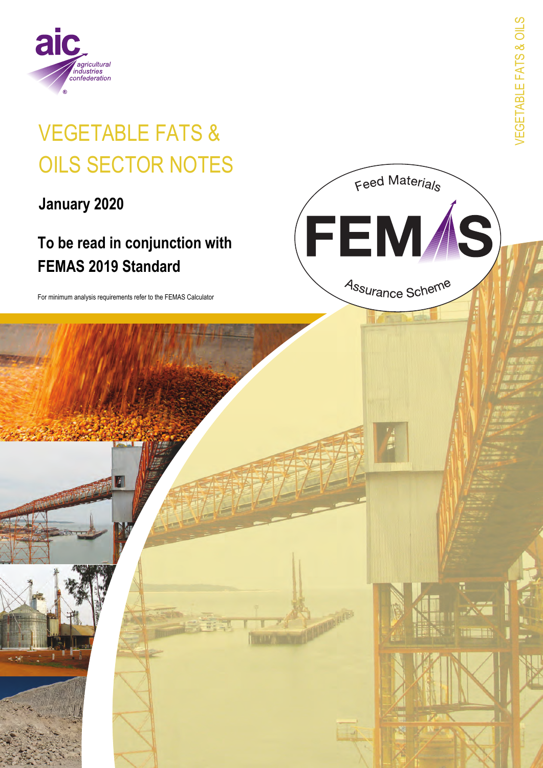# VEGETABLE FATS & OILS SECTOR NOTES

**January 2020**

## To be read in conjunction with FEMAS 2019 Standard

For minimum analysis requirements refer to the FEMAS Calculator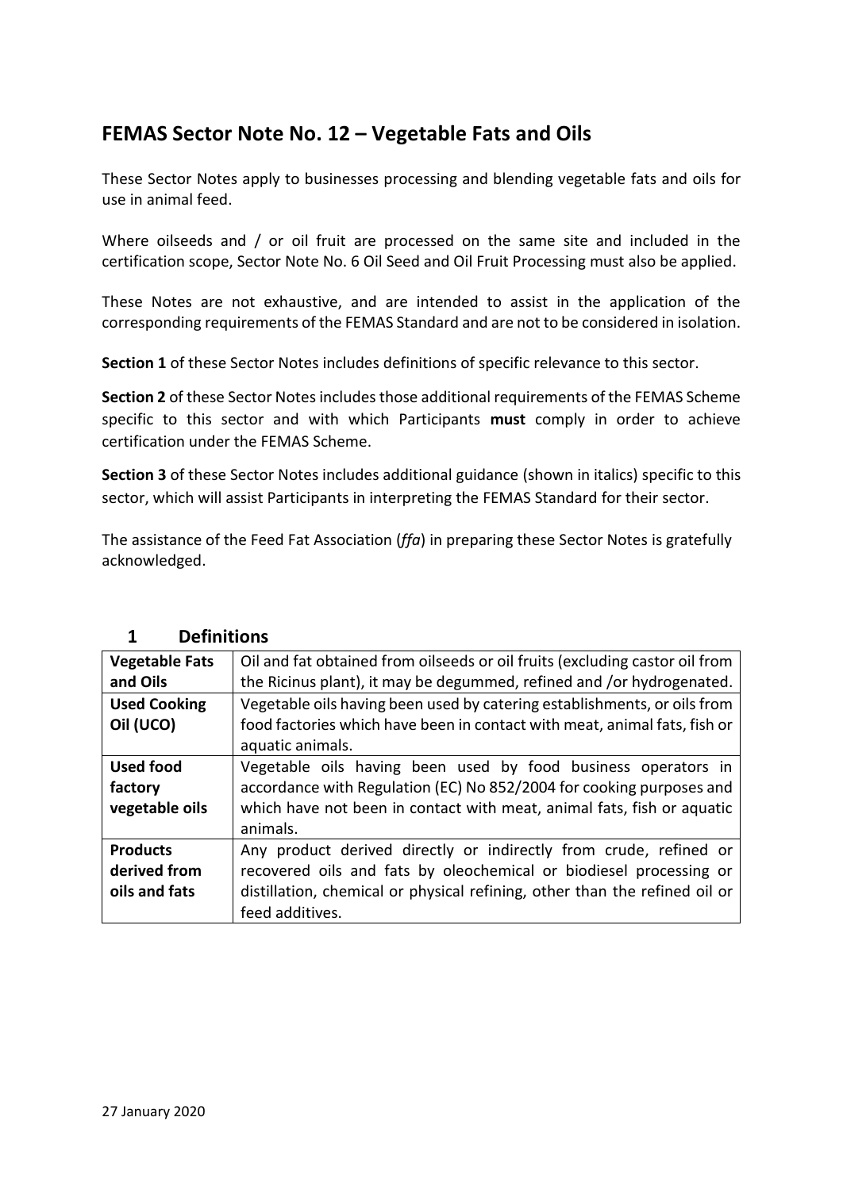# FEMAS Sector Note No. 12 – Vegetable Fats and Oils

These Sector Notes apply to businesses processing and blending vegetable fats and oils for use in animal feed.

Where oilseeds and / or oil fruit are processed on the same site and included in the certification scope, Sector Note No. 6 Oil Seed and Oil Fruit Processing must also be applied.

These Notes are not exhaustive, and are intended to assist in the application of the corresponding requirements of the FEMAS Standard and are not to be considered in isolation.

**Section 1** of these Sector Notes includes definitions of specific relevance to this sector.

**Section 2** of these Sector Notes includes those additional requirements of the FEMAS Scheme specific to this sector and with which Participants **must** comply in order to achieve certification under the FEMAS Scheme.

**Section 3** of these Sector Notes includes additional guidance (shown in italics) specific to this sector, which will assist Participants in interpreting the FEMAS Standard for their sector.

The assistance of the Feed Fat Association (*ffa*) in preparing these Sector Notes is gratefully acknowledged.

## 1 Definitions

| | |
|---|---|
| **Vegetable Fats and Oils** | Oil and fat obtained from oilseeds or oil fruits (excluding castor oil from the Ricinus plant), it may be degummed, refined and /or hydrogenated. |
| **Used Cooking Oil (UCO)** | Vegetable oils having been used by catering establishments, or oils from food factories which have been in contact with meat, animal fats, fish or aquatic animals. |
| **Used food factory vegetable oils** | Vegetable oils having been used by food business operators in accordance with Regulation (EC) No 852/2004 for cooking purposes and which have not been in contact with meat, animal fats, fish or aquatic animals. |
| **Products derived from oils and fats** | Any product derived directly or indirectly from crude, refined or recovered oils and fats by oleochemical or biodiesel processing or distillation, chemical or physical refining, other than the refined oil or feed additives. |

27 January 2020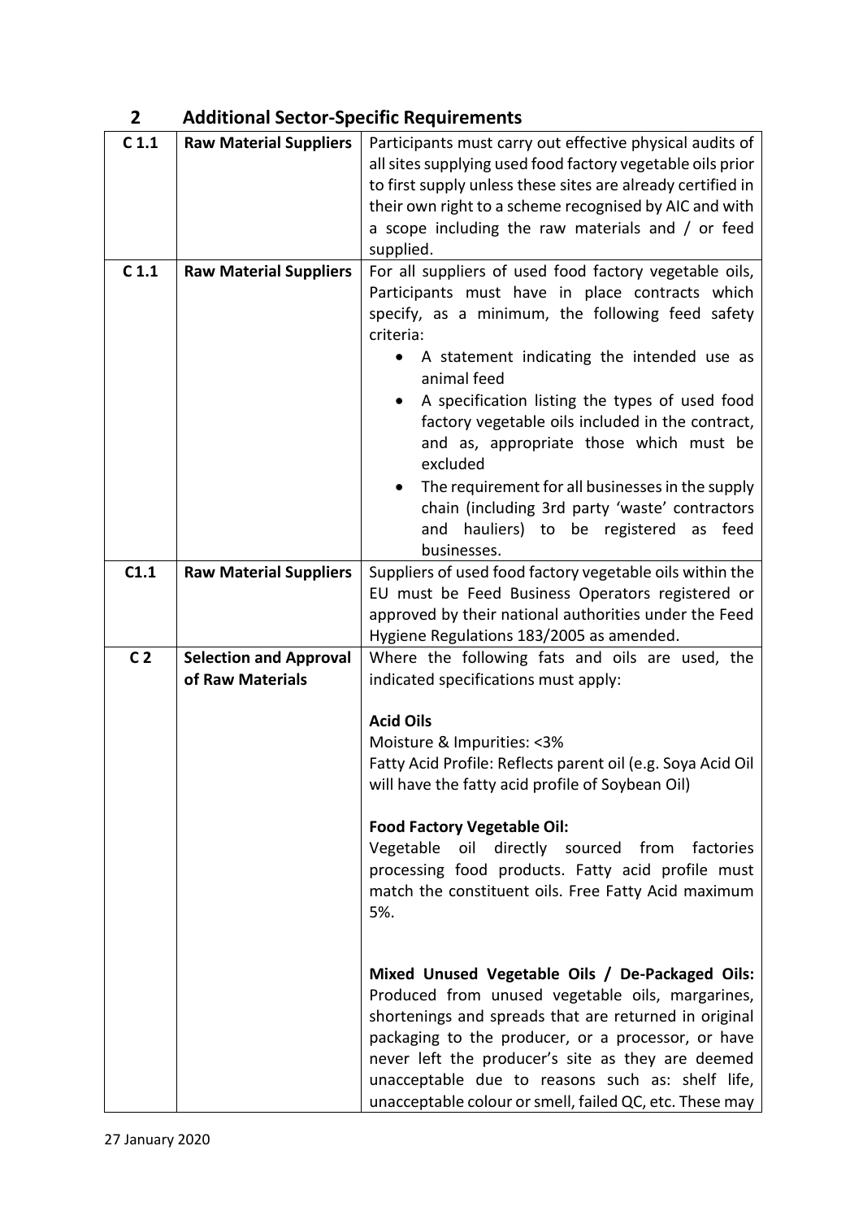## 2 Additional Sector-Specific Requirements

| | | |
|---|---|---|
| C 1.1 | **Raw Material Suppliers** | Participants must carry out effective physical audits of all sites supplying used food factory vegetable oils prior to first supply unless these sites are already certified in their own right to a scheme recognised by AIC and with a scope including the raw materials and / or feed supplied. |
| C 1.1 | **Raw Material Suppliers** | For all suppliers of used food factory vegetable oils, Participants must have in place contracts which specify, as a minimum, the following feed safety criteria:<br>• A statement indicating the intended use as animal feed<br>• A specification listing the types of used food factory vegetable oils included in the contract, and as, appropriate those which must be excluded<br>• The requirement for all businesses in the supply chain (including 3rd party 'waste' contractors and hauliers) to be registered as feed businesses. |
| C1.1 | **Raw Material Suppliers** | Suppliers of used food factory vegetable oils within the EU must be Feed Business Operators registered or approved by their national authorities under the Feed Hygiene Regulations 183/2005 as amended. |
| C 2 | **Selection and Approval of Raw Materials** | Where the following fats and oils are used, the indicated specifications must apply:<br><br>**Acid Oils**<br>Moisture & Impurities: <3%<br>Fatty Acid Profile: Reflects parent oil (e.g. Soya Acid Oil will have the fatty acid profile of Soybean Oil)<br><br>**Food Factory Vegetable Oil:**<br>Vegetable oil directly sourced from factories processing food products. Fatty acid profile must match the constituent oils. Free Fatty Acid maximum 5%.<br><br>**Mixed Unused Vegetable Oils / De-Packaged Oils:**<br>Produced from unused vegetable oils, margarines, shortenings and spreads that are returned in original packaging to the producer, or a processor, or have never left the producer's site as they are deemed unacceptable due to reasons such as: shelf life, unacceptable colour or smell, failed QC, etc. These may |

27 January 2020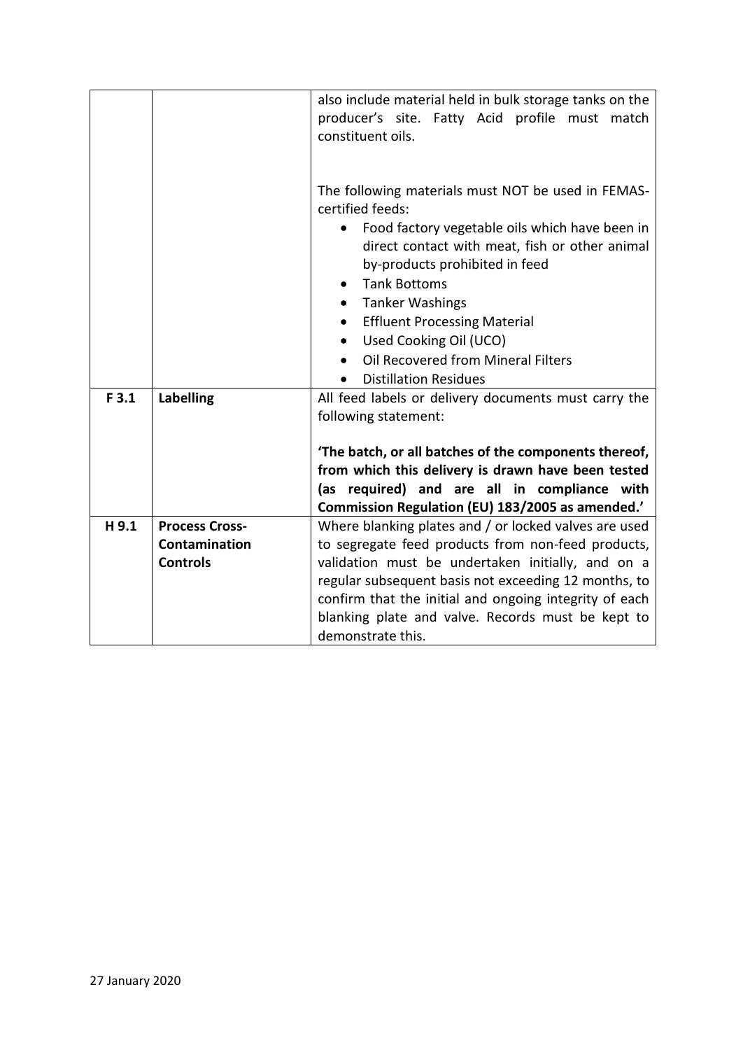| | | |
|---|---|---|
| | | also include material held in bulk storage tanks on the producer's site. Fatty Acid profile must match constituent oils.<br><br>The following materials must NOT be used in FEMAS-certified feeds:<br>• Food factory vegetable oils which have been in direct contact with meat, fish or other animal by-products prohibited in feed<br>• Tank Bottoms<br>• Tanker Washings<br>• Effluent Processing Material<br>• Used Cooking Oil (UCO)<br>• Oil Recovered from Mineral Filters<br>• Distillation Residues |
| **F 3.1** | **Labelling** | All feed labels or delivery documents must carry the following statement:<br><br>**'The batch, or all batches of the components thereof, from which this delivery is drawn have been tested (as required) and are all in compliance with Commission Regulation (EU) 183/2005 as amended.'** |
| **H 9.1** | **Process Cross-Contamination Controls** | Where blanking plates and / or locked valves are used to segregate feed products from non-feed products, validation must be undertaken initially, and on a regular subsequent basis not exceeding 12 months, to confirm that the initial and ongoing integrity of each blanking plate and valve. Records must be kept to demonstrate this. |

27 January 2020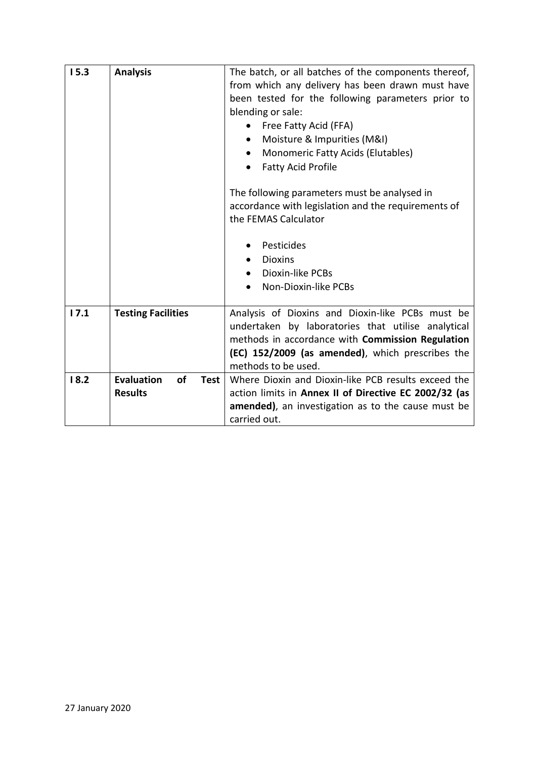| I 5.3 | **Analysis** | The batch, or all batches of the components thereof, from which any delivery has been drawn must have been tested for the following parameters prior to blending or sale:<br>• Free Fatty Acid (FFA)<br>• Moisture & Impurities (M&I)<br>• Monomeric Fatty Acids (Elutables)<br>• Fatty Acid Profile<br><br>The following parameters must be analysed in accordance with legislation and the requirements of the FEMAS Calculator<br><br>• Pesticides<br>• Dioxins<br>• Dioxin-like PCBs<br>• Non-Dioxin-like PCBs |
|---|---|---|
| I 7.1 | **Testing Facilities** | Analysis of Dioxins and Dioxin-like PCBs must be undertaken by laboratories that utilise analytical methods in accordance with **Commission Regulation (EC) 152/2009 (as amended)**, which prescribes the methods to be used. |
| I 8.2 | **Evaluation of Test Results** | Where Dioxin and Dioxin-like PCB results exceed the action limits in **Annex II of Directive EC 2002/32 (as amended)**, an investigation as to the cause must be carried out. |

27 January 2020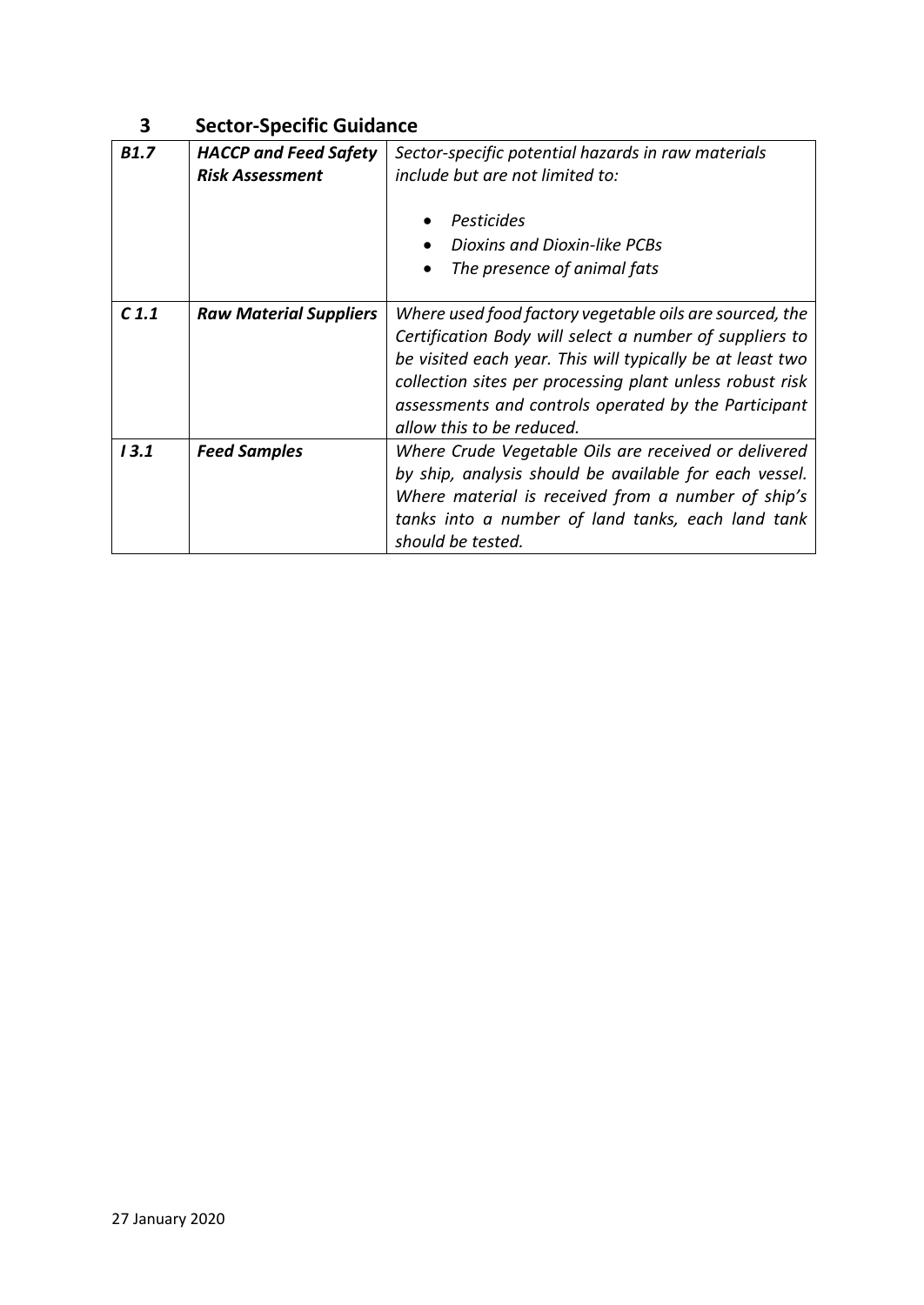## 3 Sector-Specific Guidance

| | | |
|---|---|---|
| ***B1.7*** | ***HACCP and Feed Safety Risk Assessment*** | *Sector-specific potential hazards in raw materials include but are not limited to:*<br>• *Pesticides*<br>• *Dioxins and Dioxin-like PCBs*<br>• *The presence of animal fats* |
| ***C 1.1*** | ***Raw Material Suppliers*** | *Where used food factory vegetable oils are sourced, the Certification Body will select a number of suppliers to be visited each year. This will typically be at least two collection sites per processing plant unless robust risk assessments and controls operated by the Participant allow this to be reduced.* |
| ***I 3.1*** | ***Feed Samples*** | *Where Crude Vegetable Oils are received or delivered by ship, analysis should be available for each vessel. Where material is received from a number of ship's tanks into a number of land tanks, each land tank should be tested.* |

27 January 2020